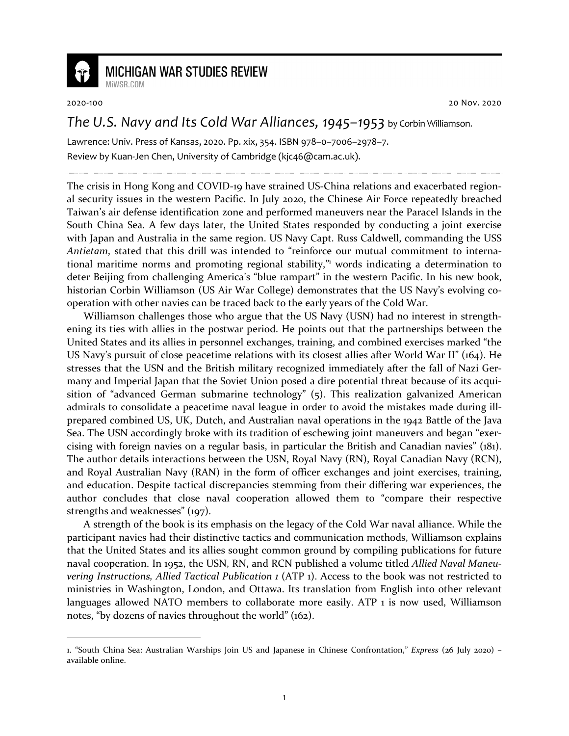# MICHIGAN WAR STUDIES REVIEW

MiWSR.COM

2020-100 20 Nov. 2020

## *The U.S. Navy and Its Cold War Alliances, 1945–1953* by Corbin Williamson.

Lawrence: Univ. Press of Kansas, 2020. Pp. xix, 354. ISBN 978–0–7006–2978–7.

Review by Kuan-Jen Chen, University of Cambridge (kjc46@cam.ac.uk).

---

The crisis in Hong Kong and COVID-19 have strained US-China relations and exacerbated regional security issues in the western Pacific. In July 2020, the Chinese Air Force repeatedly breached Taiwan's air defense identification zone and performed maneuvers near the Paracel Islands in the South China Sea. A few days later, the United States responded by conducting a joint exercise with Japan and Australia in the same region. US Navy Capt. Russ Caldwell, commanding the USS *Antietam*, stated that this drill was intended to "reinforce our mutual commitment to international maritime norms and promoting regional stability,"[1] words indicating a determination to deter Beijing from challenging America's "blue rampart" in the western Pacific. In his new book, historian Corbin Williamson (US Air War College) demonstrates that the US Navy's evolving cooperation with other navies can be traced back to the early years of the Cold War.

Williamson challenges those who argue that the US Navy (USN) had no interest in strengthening its ties with allies in the postwar period. He points out that the partnerships between the United States and its allies in personnel exchanges, training, and combined exercises marked "the US Navy's pursuit of close peacetime relations with its closest allies after World War II" (164). He stresses that the USN and the British military recognized immediately after the fall of Nazi Germany and Imperial Japan that the Soviet Union posed a dire potential threat because of its acquisition of "advanced German submarine technology" (5). This realization galvanized American admirals to consolidate a peacetime naval league in order to avoid the mistakes made during ill-prepared combined US, UK, Dutch, and Australian naval operations in the 1942 Battle of the Java Sea. The USN accordingly broke with its tradition of eschewing joint maneuvers and began "exercising with foreign navies on a regular basis, in particular the British and Canadian navies" (181). The author details interactions between the USN, Royal Navy (RN), Royal Canadian Navy (RCN), and Royal Australian Navy (RAN) in the form of officer exchanges and joint exercises, training, and education. Despite tactical discrepancies stemming from their differing war experiences, the author concludes that close naval cooperation allowed them to "compare their respective strengths and weaknesses" (197).

A strength of the book is its emphasis on the legacy of the Cold War naval alliance. While the participant navies had their distinctive tactics and communication methods, Williamson explains that the United States and its allies sought common ground by compiling publications for future naval cooperation. In 1952, the USN, RN, and RCN published a volume titled *Allied Naval Maneuvering Instructions, Allied Tactical Publication 1* (ATP 1). Access to the book was not restricted to ministries in Washington, London, and Ottawa. Its translation from English into other relevant languages allowed NATO members to collaborate more easily. ATP 1 is now used, Williamson notes, "by dozens of navies throughout the world" (162).

---

1. "South China Sea: Australian Warships Join US and Japanese in Chinese Confrontation," *Express* (26 July 2020) – available online.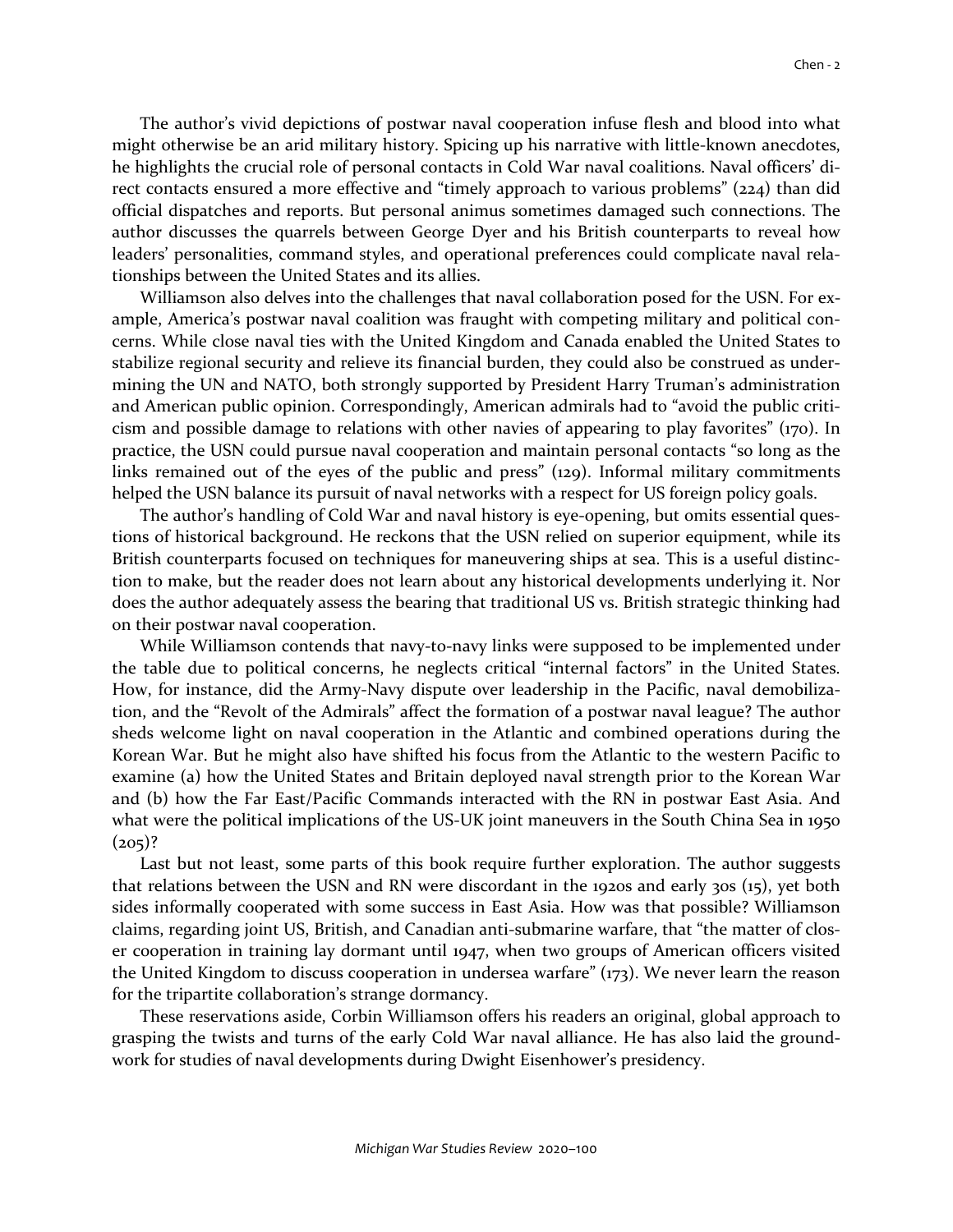The author's vivid depictions of postwar naval cooperation infuse flesh and blood into what might otherwise be an arid military history. Spicing up his narrative with little-known anecdotes, he highlights the crucial role of personal contacts in Cold War naval coalitions. Naval officers' direct contacts ensured a more effective and "timely approach to various problems" (224) than did official dispatches and reports. But personal animus sometimes damaged such connections. The author discusses the quarrels between George Dyer and his British counterparts to reveal how leaders' personalities, command styles, and operational preferences could complicate naval relationships between the United States and its allies.

Williamson also delves into the challenges that naval collaboration posed for the USN. For example, America's postwar naval coalition was fraught with competing military and political concerns. While close naval ties with the United Kingdom and Canada enabled the United States to stabilize regional security and relieve its financial burden, they could also be construed as undermining the UN and NATO, both strongly supported by President Harry Truman's administration and American public opinion. Correspondingly, American admirals had to "avoid the public criticism and possible damage to relations with other navies of appearing to play favorites" (170). In practice, the USN could pursue naval cooperation and maintain personal contacts "so long as the links remained out of the eyes of the public and press" (129). Informal military commitments helped the USN balance its pursuit of naval networks with a respect for US foreign policy goals.

The author's handling of Cold War and naval history is eye-opening, but omits essential questions of historical background. He reckons that the USN relied on superior equipment, while its British counterparts focused on techniques for maneuvering ships at sea. This is a useful distinction to make, but the reader does not learn about any historical developments underlying it. Nor does the author adequately assess the bearing that traditional US vs. British strategic thinking had on their postwar naval cooperation.

While Williamson contends that navy-to-navy links were supposed to be implemented under the table due to political concerns, he neglects critical "internal factors" in the United States. How, for instance, did the Army-Navy dispute over leadership in the Pacific, naval demobilization, and the "Revolt of the Admirals" affect the formation of a postwar naval league? The author sheds welcome light on naval cooperation in the Atlantic and combined operations during the Korean War. But he might also have shifted his focus from the Atlantic to the western Pacific to examine (a) how the United States and Britain deployed naval strength prior to the Korean War and (b) how the Far East/Pacific Commands interacted with the RN in postwar East Asia. And what were the political implications of the US-UK joint maneuvers in the South China Sea in 1950 (205)?

Last but not least, some parts of this book require further exploration. The author suggests that relations between the USN and RN were discordant in the 1920s and early 30s (15), yet both sides informally cooperated with some success in East Asia. How was that possible? Williamson claims, regarding joint US, British, and Canadian anti-submarine warfare, that "the matter of closer cooperation in training lay dormant until 1947, when two groups of American officers visited the United Kingdom to discuss cooperation in undersea warfare" (173). We never learn the reason for the tripartite collaboration's strange dormancy.

These reservations aside, Corbin Williamson offers his readers an original, global approach to grasping the twists and turns of the early Cold War naval alliance. He has also laid the groundwork for studies of naval developments during Dwight Eisenhower's presidency.